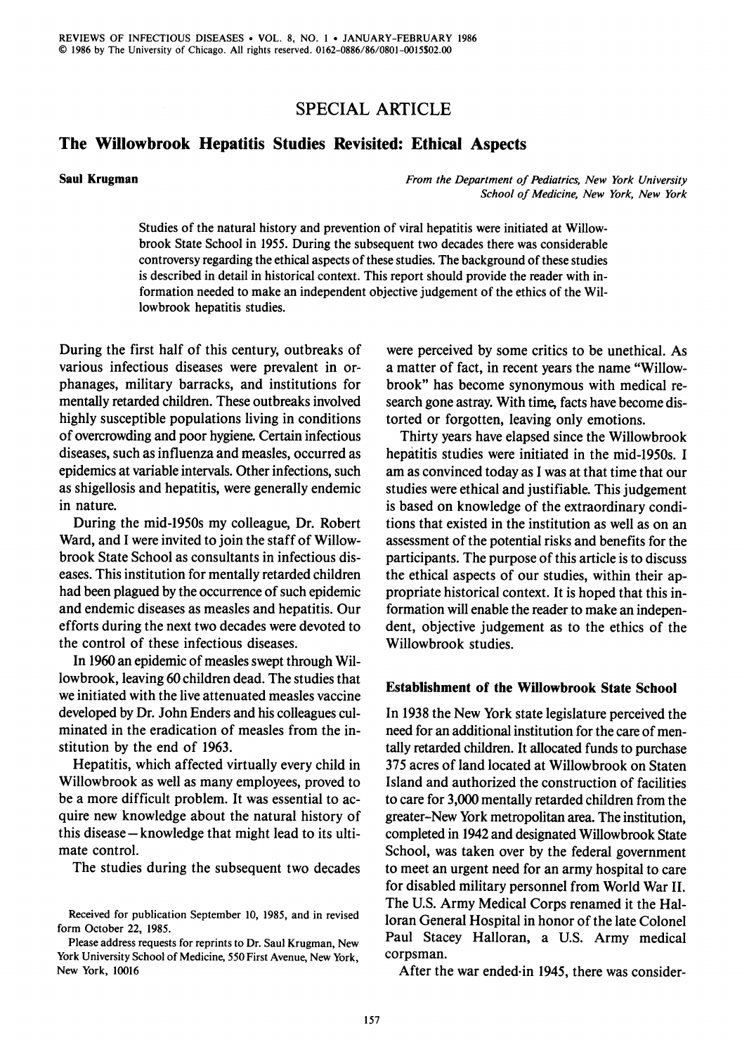## SPECIAL ARTICLE

# The Willowbrook Hepatitis Studies Revisited: Ethical Aspects

**Saul Krugman**

*From the Department of Pediatrics, New York University School of Medicine, New York, New York*

Studies of the natural history and prevention of viral hepatitis were initiated at Willowbrook State School in 1955. During the subsequent two decades there was considerable controversy regarding the ethical aspects of these studies. The background of these studies is described in detail in historical context. This report should provide the reader with information needed to make an independent objective judgement of the ethics of the Willowbrook hepatitis studies.

During the first half of this century, outbreaks of various infectious diseases were prevalent in orphanages, military barracks, and institutions for mentally retarded children. These outbreaks involved highly susceptible populations living in conditions of overcrowding and poor hygiene. Certain infectious diseases, such as influenza and measles, occurred as epidemics at variable intervals. Other infections, such as shigellosis and hepatitis, were generally endemic in nature.

During the mid-1950s my colleague, Dr. Robert Ward, and I were invited to join the staff of Willowbrook State School as consultants in infectious diseases. This institution for mentally retarded children had been plagued by the occurrence of such epidemic and endemic diseases as measles and hepatitis. Our efforts during the next two decades were devoted to the control of these infectious diseases.

In 1960 an epidemic of measles swept through Willowbrook, leaving 60 children dead. The studies that we initiated with the live attenuated measles vaccine developed by Dr. John Enders and his colleagues culminated in the eradication of measles from the institution by the end of 1963.

Hepatitis, which affected virtually every child in Willowbrook as well as many employees, proved to be a more difficult problem. It was essential to acquire new knowledge about the natural history of this disease—knowledge that might lead to its ultimate control.

The studies during the subsequent two decades were perceived by some critics to be unethical. As a matter of fact, in recent years the name "Willowbrook" has become synonymous with medical research gone astray. With time, facts have become distorted or forgotten, leaving only emotions.

Thirty years have elapsed since the Willowbrook hepatitis studies were initiated in the mid-1950s. I am as convinced today as I was at that time that our studies were ethical and justifiable. This judgement is based on knowledge of the extraordinary conditions that existed in the institution as well as on an assessment of the potential risks and benefits for the participants. The purpose of this article is to discuss the ethical aspects of our studies, within their appropriate historical context. It is hoped that this information will enable the reader to make an independent, objective judgement as to the ethics of the Willowbrook studies.

### Establishment of the Willowbrook State School

In 1938 the New York state legislature perceived the need for an additional institution for the care of mentally retarded children. It allocated funds to purchase 375 acres of land located at Willowbrook on Staten Island and authorized the construction of facilities to care for 3,000 mentally retarded children from the greater-New York metropolitan area. The institution, completed in 1942 and designated Willowbrook State School, was taken over by the federal government to meet an urgent need for an army hospital to care for disabled military personnel from World War II. The U.S. Army Medical Corps renamed it the Halloran General Hospital in honor of the late Colonel Paul Stacey Halloran, a U.S. Army medical corpsman.

After the war ended in 1945, there was consider-

Received for publication September 10, 1985, and in revised form October 22, 1985.

Please address requests for reprints to Dr. Saul Krugman, New York University School of Medicine, 550 First Avenue, New York, New York, 10016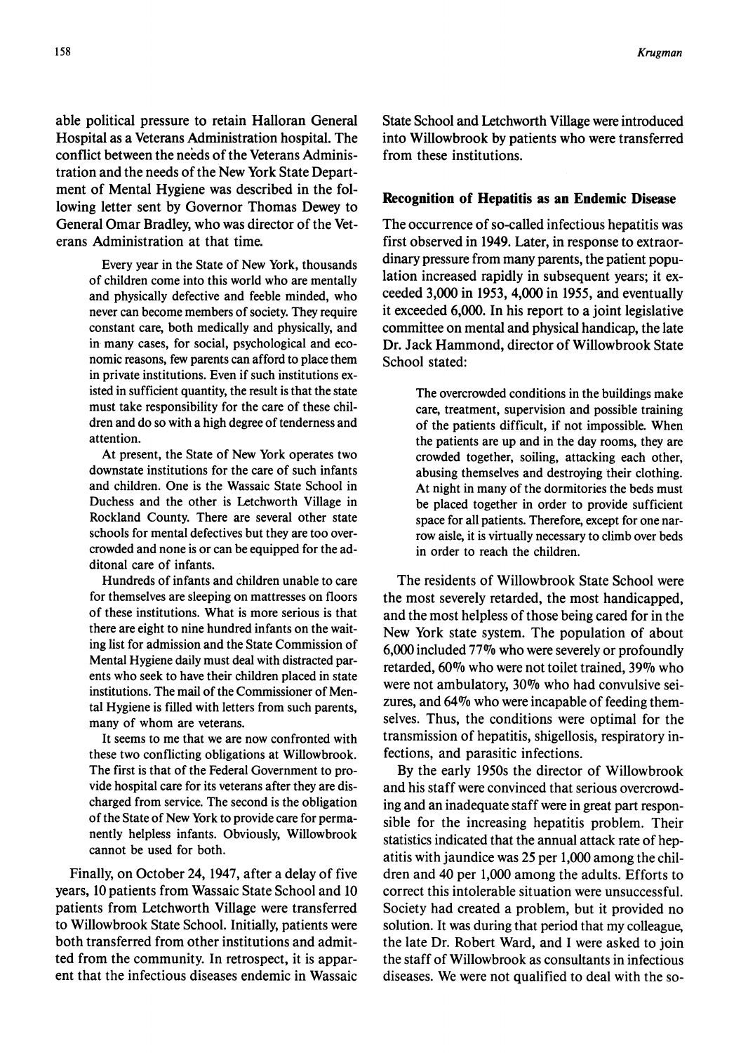able political pressure to retain Halloran General Hospital as a Veterans Administration hospital. The conflict between the needs of the Veterans Administration and the needs of the New York State Department of Mental Hygiene was described in the following letter sent by Governor Thomas Dewey to General Omar Bradley, who was director of the Veterans Administration at that time.

> Every year in the State of New York, thousands of children come into this world who are mentally and physically defective and feeble minded, who never can become members of society. They require constant care, both medically and physically, and in many cases, for social, psychological and economic reasons, few parents can afford to place them in private institutions. Even if such institutions existed in sufficient quantity, the result is that the state must take responsibility for the care of these children and do so with a high degree of tenderness and attention.
>
> At present, the State of New York operates two downstate institutions for the care of such infants and children. One is the Wassaic State School in Duchess and the other is Letchworth Village in Rockland County. There are several other state schools for mental defectives but they are too overcrowded and none is or can be equipped for the additonal care of infants.
>
> Hundreds of infants and children unable to care for themselves are sleeping on mattresses on floors of these institutions. What is more serious is that there are eight to nine hundred infants on the waiting list for admission and the State Commission of Mental Hygiene daily must deal with distracted parents who seek to have their children placed in state institutions. The mail of the Commissioner of Mental Hygiene is filled with letters from such parents, many of whom are veterans.
>
> It seems to me that we are now confronted with these two conflicting obligations at Willowbrook. The first is that of the Federal Government to provide hospital care for its veterans after they are discharged from service. The second is the obligation of the State of New York to provide care for permanently helpless infants. Obviously, Willowbrook cannot be used for both.

Finally, on October 24, 1947, after a delay of five years, 10 patients from Wassaic State School and 10 patients from Letchworth Village were transferred to Willowbrook State School. Initially, patients were both transferred from other institutions and admitted from the community. In retrospect, it is apparent that the infectious diseases endemic in Wassaic State School and Letchworth Village were introduced into Willowbrook by patients who were transferred from these institutions.

## Recognition of Hepatitis as an Endemic Disease

The occurrence of so-called infectious hepatitis was first observed in 1949. Later, in response to extraordinary pressure from many parents, the patient population increased rapidly in subsequent years; it exceeded 3,000 in 1953, 4,000 in 1955, and eventually it exceeded 6,000. In his report to a joint legislative committee on mental and physical handicap, the late Dr. Jack Hammond, director of Willowbrook State School stated:

> The overcrowded conditions in the buildings make care, treatment, supervision and possible training of the patients difficult, if not impossible. When the patients are up and in the day rooms, they are crowded together, soiling, attacking each other, abusing themselves and destroying their clothing. At night in many of the dormitories the beds must be placed together in order to provide sufficient space for all patients. Therefore, except for one narrow aisle, it is virtually necessary to climb over beds in order to reach the children.

The residents of Willowbrook State School were the most severely retarded, the most handicapped, and the most helpless of those being cared for in the New York state system. The population of about 6,000 included 77% who were severely or profoundly retarded, 60% who were not toilet trained, 39% who were not ambulatory, 30% who had convulsive seizures, and 64% who were incapable of feeding themselves. Thus, the conditions were optimal for the transmission of hepatitis, shigellosis, respiratory infections, and parasitic infections.

By the early 1950s the director of Willowbrook and his staff were convinced that serious overcrowding and an inadequate staff were in great part responsible for the increasing hepatitis problem. Their statistics indicated that the annual attack rate of hepatitis with jaundice was 25 per 1,000 among the children and 40 per 1,000 among the adults. Efforts to correct this intolerable situation were unsuccessful. Society had created a problem, but it provided no solution. It was during that period that my colleague, the late Dr. Robert Ward, and I were asked to join the staff of Willowbrook as consultants in infectious diseases. We were not qualified to deal with the so-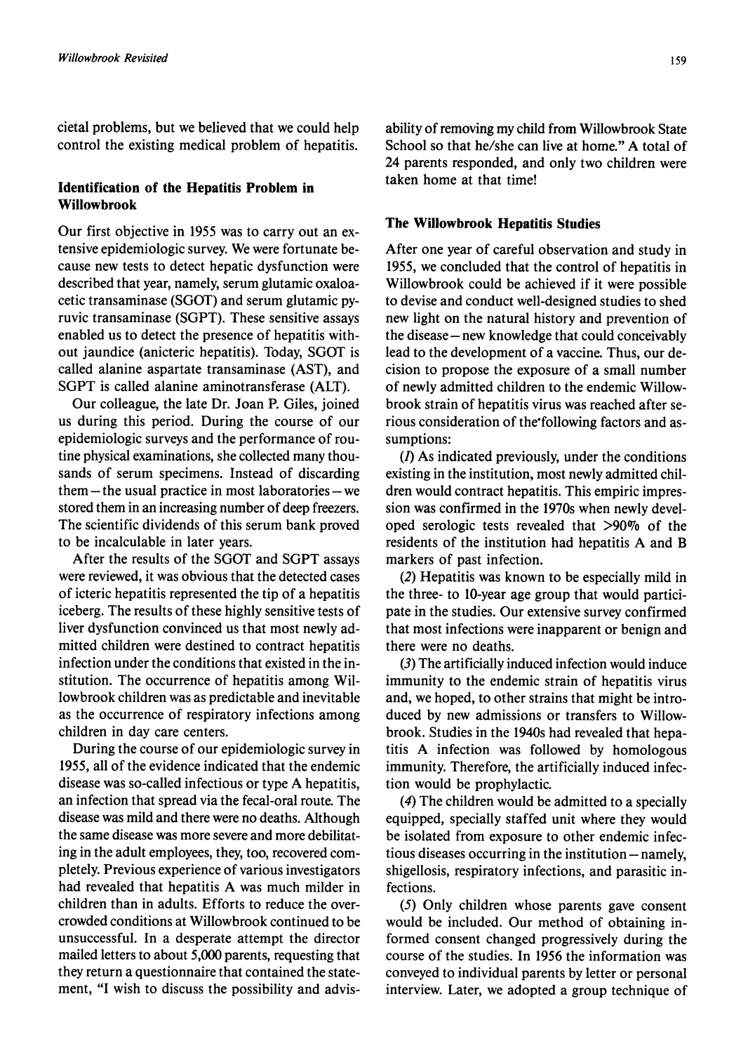cietal problems, but we believed that we could help control the existing medical problem of hepatitis.

### Identification of the Hepatitis Problem in Willowbrook

Our first objective in 1955 was to carry out an extensive epidemiologic survey. We were fortunate because new tests to detect hepatic dysfunction were described that year, namely, serum glutamic oxaloacetic transaminase (SGOT) and serum glutamic pyruvic transaminase (SGPT). These sensitive assays enabled us to detect the presence of hepatitis without jaundice (anicteric hepatitis). Today, SGOT is called alanine aspartate transaminase (AST), and SGPT is called alanine aminotransferase (ALT).

Our colleague, the late Dr. Joan P. Giles, joined us during this period. During the course of our epidemiologic surveys and the performance of routine physical examinations, she collected many thousands of serum specimens. Instead of discarding them—the usual practice in most laboratories—we stored them in an increasing number of deep freezers. The scientific dividends of this serum bank proved to be incalculable in later years.

After the results of the SGOT and SGPT assays were reviewed, it was obvious that the detected cases of icteric hepatitis represented the tip of a hepatitis iceberg. The results of these highly sensitive tests of liver dysfunction convinced us that most newly admitted children were destined to contract hepatitis infection under the conditions that existed in the institution. The occurrence of hepatitis among Willowbrook children was as predictable and inevitable as the occurrence of respiratory infections among children in day care centers.

During the course of our epidemiologic survey in 1955, all of the evidence indicated that the endemic disease was so-called infectious or type A hepatitis, an infection that spread via the fecal-oral route. The disease was mild and there were no deaths. Although the same disease was more severe and more debilitating in the adult employees, they, too, recovered completely. Previous experience of various investigators had revealed that hepatitis A was much milder in children than in adults. Efforts to reduce the overcrowded conditions at Willowbrook continued to be unsuccessful. In a desperate attempt the director mailed letters to about 5,000 parents, requesting that they return a questionnaire that contained the statement, "I wish to discuss the possibility and advisability of removing my child from Willowbrook State School so that he/she can live at home." A total of 24 parents responded, and only two children were taken home at that time!

### The Willowbrook Hepatitis Studies

After one year of careful observation and study in 1955, we concluded that the control of hepatitis in Willowbrook could be achieved if it were possible to devise and conduct well-designed studies to shed new light on the natural history and prevention of the disease—new knowledge that could conceivably lead to the development of a vaccine. Thus, our decision to propose the exposure of a small number of newly admitted children to the endemic Willowbrook strain of hepatitis virus was reached after serious consideration of the following factors and assumptions:

(*1*) As indicated previously, under the conditions existing in the institution, most newly admitted children would contract hepatitis. This empiric impression was confirmed in the 1970s when newly developed serologic tests revealed that >90% of the residents of the institution had hepatitis A and B markers of past infection.

(*2*) Hepatitis was known to be especially mild in the three- to 10-year age group that would participate in the studies. Our extensive survey confirmed that most infections were inapparent or benign and there were no deaths.

(*3*) The artificially induced infection would induce immunity to the endemic strain of hepatitis virus and, we hoped, to other strains that might be introduced by new admissions or transfers to Willowbrook. Studies in the 1940s had revealed that hepatitis A infection was followed by homologous immunity. Therefore, the artificially induced infection would be prophylactic.

(*4*) The children would be admitted to a specially equipped, specially staffed unit where they would be isolated from exposure to other endemic infectious diseases occurring in the institution—namely, shigellosis, respiratory infections, and parasitic infections.

(*5*) Only children whose parents gave consent would be included. Our method of obtaining informed consent changed progressively during the course of the studies. In 1956 the information was conveyed to individual parents by letter or personal interview. Later, we adopted a group technique of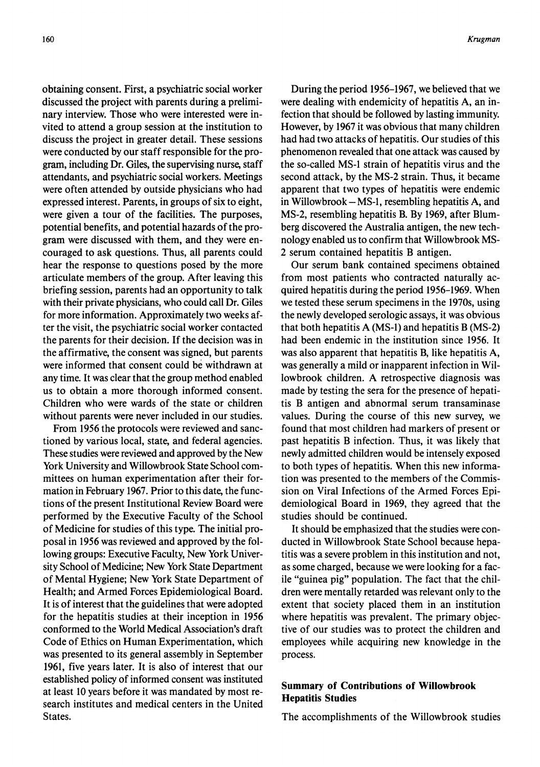obtaining consent. First, a psychiatric social worker discussed the project with parents during a preliminary interview. Those who were interested were invited to attend a group session at the institution to discuss the project in greater detail. These sessions were conducted by our staff responsible for the program, including Dr. Giles, the supervising nurse, staff attendants, and psychiatric social workers. Meetings were often attended by outside physicians who had expressed interest. Parents, in groups of six to eight, were given a tour of the facilities. The purposes, potential benefits, and potential hazards of the program were discussed with them, and they were encouraged to ask questions. Thus, all parents could hear the response to questions posed by the more articulate members of the group. After leaving this briefing session, parents had an opportunity to talk with their private physicians, who could call Dr. Giles for more information. Approximately two weeks after the visit, the psychiatric social worker contacted the parents for their decision. If the decision was in the affirmative, the consent was signed, but parents were informed that consent could be withdrawn at any time. It was clear that the group method enabled us to obtain a more thorough informed consent. Children who were wards of the state or children without parents were never included in our studies.

From 1956 the protocols were reviewed and sanctioned by various local, state, and federal agencies. These studies were reviewed and approved by the New York University and Willowbrook State School committees on human experimentation after their formation in February 1967. Prior to this date, the functions of the present Institutional Review Board were performed by the Executive Faculty of the School of Medicine for studies of this type. The initial proposal in 1956 was reviewed and approved by the following groups: Executive Faculty, New York University School of Medicine; New York State Department of Mental Hygiene; New York State Department of Health; and Armed Forces Epidemiological Board. It is of interest that the guidelines that were adopted for the hepatitis studies at their inception in 1956 conformed to the World Medical Association's draft Code of Ethics on Human Experimentation, which was presented to its general assembly in September 1961, five years later. It is also of interest that our established policy of informed consent was instituted at least 10 years before it was mandated by most research institutes and medical centers in the United States.

During the period 1956–1967, we believed that we were dealing with endemicity of hepatitis A, an infection that should be followed by lasting immunity. However, by 1967 it was obvious that many children had had two attacks of hepatitis. Our studies of this phenomenon revealed that one attack was caused by the so-called MS-1 strain of hepatitis virus and the second attack, by the MS-2 strain. Thus, it became apparent that two types of hepatitis were endemic in Willowbrook – MS-1, resembling hepatitis A, and MS-2, resembling hepatitis B. By 1969, after Blumberg discovered the Australia antigen, the new technology enabled us to confirm that Willowbrook MS-2 serum contained hepatitis B antigen.

Our serum bank contained specimens obtained from most patients who contracted naturally acquired hepatitis during the period 1956–1969. When we tested these serum specimens in the 1970s, using the newly developed serologic assays, it was obvious that both hepatitis A (MS-1) and hepatitis B (MS-2) had been endemic in the institution since 1956. It was also apparent that hepatitis B, like hepatitis A, was generally a mild or inapparent infection in Willowbrook children. A retrospective diagnosis was made by testing the sera for the presence of hepatitis B antigen and abnormal serum transaminase values. During the course of this new survey, we found that most children had markers of present or past hepatitis B infection. Thus, it was likely that newly admitted children would be intensely exposed to both types of hepatitis. When this new information was presented to the members of the Commission on Viral Infections of the Armed Forces Epidemiological Board in 1969, they agreed that the studies should be continued.

It should be emphasized that the studies were conducted in Willowbrook State School because hepatitis was a severe problem in this institution and not, as some charged, because we were looking for a facile "guinea pig" population. The fact that the children were mentally retarded was relevant only to the extent that society placed them in an institution where hepatitis was prevalent. The primary objective of our studies was to protect the children and employees while acquiring new knowledge in the process.

## Summary of Contributions of Willowbrook Hepatitis Studies

The accomplishments of the Willowbrook studies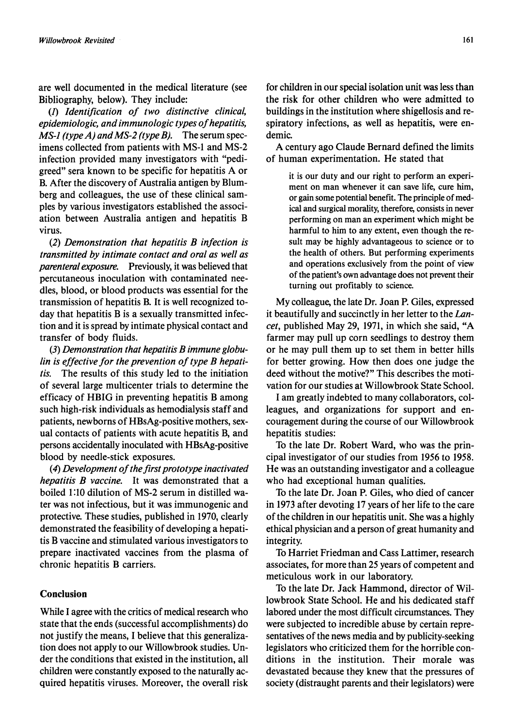are well documented in the medical literature (see Bibliography, below). They include:

*(1) Identification of two distinctive clinical, epidemiologic, and immunologic types of hepatitis, MS-1 (type A) and MS-2 (type B).* The serum specimens collected from patients with MS-1 and MS-2 infection provided many investigators with "pedigreed" sera known to be specific for hepatitis A or B. After the discovery of Australia antigen by Blumberg and colleagues, the use of these clinical samples by various investigators established the association between Australia antigen and hepatitis B virus.

*(2) Demonstration that hepatitis B infection is transmitted by intimate contact and oral as well as parenteral exposure.* Previously, it was believed that percutaneous inoculation with contaminated needles, blood, or blood products was essential for the transmission of hepatitis B. It is well recognized today that hepatitis B is a sexually transmitted infection and it is spread by intimate physical contact and transfer of body fluids.

*(3) Demonstration that hepatitis B immune globulin is effective for the prevention of type B hepatitis.* The results of this study led to the initiation of several large multicenter trials to determine the efficacy of HBIG in preventing hepatitis B among such high-risk individuals as hemodialysis staff and patients, newborns of HBsAg-positive mothers, sexual contacts of patients with acute hepatitis B, and persons accidentally inoculated with HBsAg-positive blood by needle-stick exposures.

*(4) Development of the first prototype inactivated hepatitis B vaccine.* It was demonstrated that a boiled 1:10 dilution of MS-2 serum in distilled water was not infectious, but it was immunogenic and protective. These studies, published in 1970, clearly demonstrated the feasibility of developing a hepatitis B vaccine and stimulated various investigators to prepare inactivated vaccines from the plasma of chronic hepatitis B carriers.

## Conclusion

While I agree with the critics of medical research who state that the ends (successful accomplishments) do not justify the means, I believe that this generalization does not apply to our Willowbrook studies. Under the conditions that existed in the institution, all children were constantly exposed to the naturally acquired hepatitis viruses. Moreover, the overall risk for children in our special isolation unit was less than the risk for other children who were admitted to buildings in the institution where shigellosis and respiratory infections, as well as hepatitis, were endemic.

A century ago Claude Bernard defined the limits of human experimentation. He stated that

> it is our duty and our right to perform an experiment on man whenever it can save life, cure him, or gain some potential benefit. The principle of medical and surgical morality, therefore, consists in never performing on man an experiment which might be harmful to him to any extent, even though the result may be highly advantageous to science or to the health of others. But performing experiments and operations exclusively from the point of view of the patient's own advantage does not prevent their turning out profitably to science.

My colleague, the late Dr. Joan P. Giles, expressed it beautifully and succinctly in her letter to the *Lancet*, published May 29, 1971, in which she said, "A farmer may pull up corn seedlings to destroy them or he may pull them up to set them in better hills for better growing. How then does one judge the deed without the motive?" This describes the motivation for our studies at Willowbrook State School.

I am greatly indebted to many collaborators, colleagues, and organizations for support and encouragement during the course of our Willowbrook hepatitis studies:

To the late Dr. Robert Ward, who was the principal investigator of our studies from 1956 to 1958. He was an outstanding investigator and a colleague who had exceptional human qualities.

To the late Dr. Joan P. Giles, who died of cancer in 1973 after devoting 17 years of her life to the care of the children in our hepatitis unit. She was a highly ethical physician and a person of great humanity and integrity.

To Harriet Friedman and Cass Lattimer, research associates, for more than 25 years of competent and meticulous work in our laboratory.

To the late Dr. Jack Hammond, director of Willowbrook State School. He and his dedicated staff labored under the most difficult circumstances. They were subjected to incredible abuse by certain representatives of the news media and by publicity-seeking legislators who criticized them for the horrible conditions in the institution. Their morale was devastated because they knew that the pressures of society (distraught parents and their legislators) were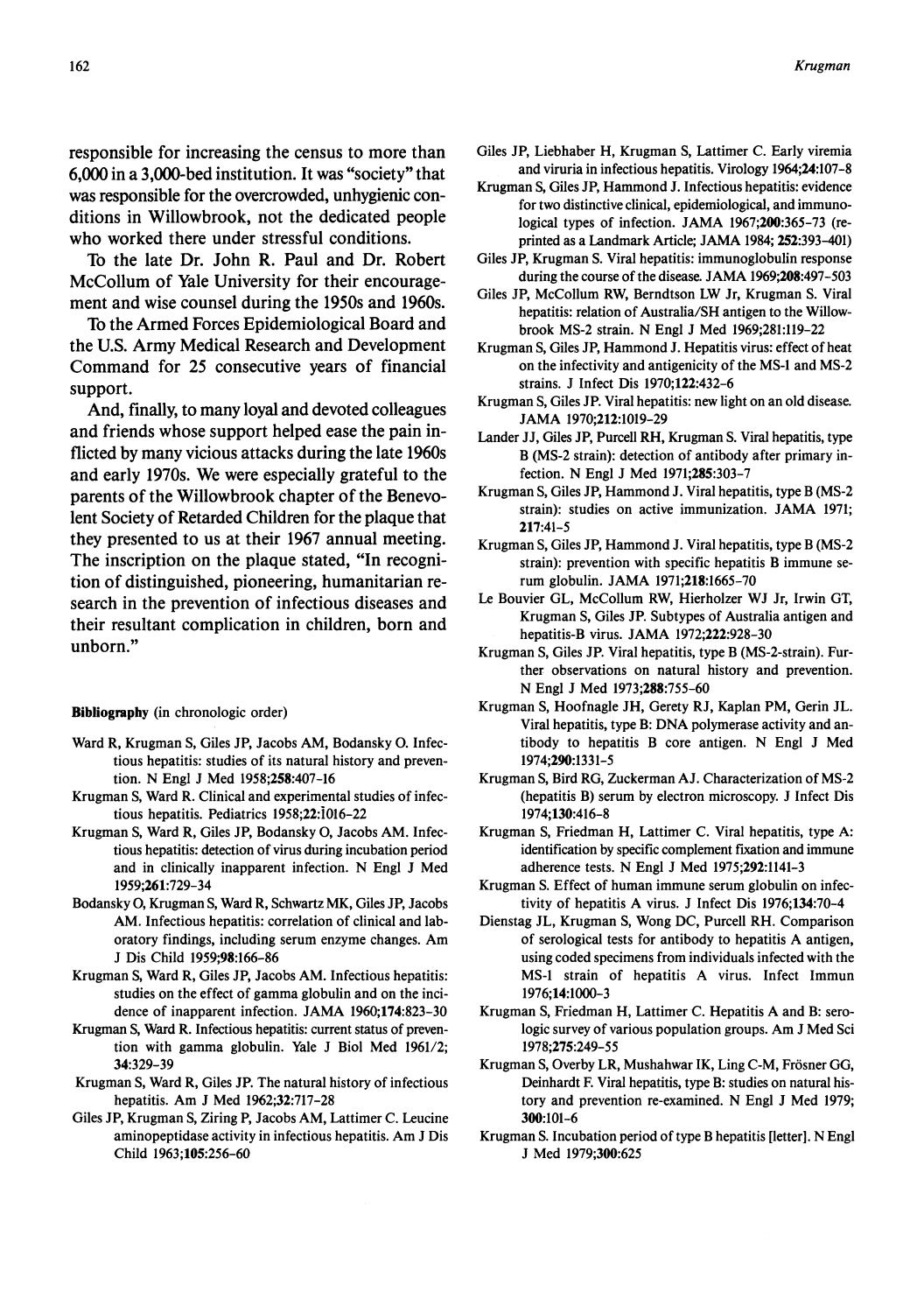responsible for increasing the census to more than 6,000 in a 3,000-bed institution. It was "society" that was responsible for the overcrowded, unhygienic conditions in Willowbrook, not the dedicated people who worked there under stressful conditions.

To the late Dr. John R. Paul and Dr. Robert McCollum of Yale University for their encouragement and wise counsel during the 1950s and 1960s.

To the Armed Forces Epidemiological Board and the U.S. Army Medical Research and Development Command for 25 consecutive years of financial support.

And, finally, to many loyal and devoted colleagues and friends whose support helped ease the pain inflicted by many vicious attacks during the late 1960s and early 1970s. We were especially grateful to the parents of the Willowbrook chapter of the Benevolent Society of Retarded Children for the plaque that they presented to us at their 1967 annual meeting. The inscription on the plaque stated, "In recognition of distinguished, pioneering, humanitarian research in the prevention of infectious diseases and their resultant complication in children, born and unborn."

**Bibliography** (in chronologic order)

Ward R, Krugman S, Giles JP, Jacobs AM, Bodansky O. Infectious hepatitis: studies of its natural history and prevention. N Engl J Med 1958;**258**:407–16

Krugman S, Ward R. Clinical and experimental studies of infectious hepatitis. Pediatrics 1958;**22**:1016–22

Krugman S, Ward R, Giles JP, Bodansky O, Jacobs AM. Infectious hepatitis: detection of virus during incubation period and in clinically inapparent infection. N Engl J Med 1959;**261**:729–34

Bodansky O, Krugman S, Ward R, Schwartz MK, Giles JP, Jacobs AM. Infectious hepatitis: correlation of clinical and laboratory findings, including serum enzyme changes. Am J Dis Child 1959;**98**:166–86

Krugman S, Ward R, Giles JP, Jacobs AM. Infectious hepatitis: studies on the effect of gamma globulin and on the incidence of inapparent infection. JAMA 1960;**174**:823–30

Krugman S, Ward R. Infectious hepatitis: current status of prevention with gamma globulin. Yale J Biol Med 1961/2; **34**:329–39

Krugman S, Ward R, Giles JP. The natural history of infectious hepatitis. Am J Med 1962;**32**:717–28

Giles JP, Krugman S, Ziring P, Jacobs AM, Lattimer C. Leucine aminopeptidase activity in infectious hepatitis. Am J Dis Child 1963;**105**:256–60

Giles JP, Liebhaber H, Krugman S, Lattimer C. Early viremia and viruria in infectious hepatitis. Virology 1964;**24**:107–8

Krugman S, Giles JP, Hammond J. Infectious hepatitis: evidence for two distinctive clinical, epidemiological, and immunological types of infection. JAMA 1967;**200**:365–73 (reprinted as a Landmark Article; JAMA 1984; **252**:393–401)

Giles JP, Krugman S. Viral hepatitis: immunoglobulin response during the course of the disease. JAMA 1969;**208**:497–503

Giles JP, McCollum RW, Berndtson LW Jr, Krugman S. Viral hepatitis: relation of Australia/SH antigen to the Willowbrook MS-2 strain. N Engl J Med 1969;**281**:119–22

Krugman S, Giles JP, Hammond J. Hepatitis virus: effect of heat on the infectivity and antigenicity of the MS-1 and MS-2 strains. J Infect Dis 1970;**122**:432–6

Krugman S, Giles JP. Viral hepatitis: new light on an old disease. JAMA 1970;**212**:1019–29

Lander JJ, Giles JP, Purcell RH, Krugman S. Viral hepatitis, type B (MS-2 strain): detection of antibody after primary infection. N Engl J Med 1971;**285**:303–7

Krugman S, Giles JP, Hammond J. Viral hepatitis, type B (MS-2 strain): studies on active immunization. JAMA 1971; **217**:41–5

Krugman S, Giles JP, Hammond J. Viral hepatitis, type B (MS-2 strain): prevention with specific hepatitis B immune serum globulin. JAMA 1971;**218**:1665–70

Le Bouvier GL, McCollum RW, Hierholzer WJ Jr, Irwin GT, Krugman S, Giles JP. Subtypes of Australia antigen and hepatitis-B virus. JAMA 1972;**222**:928–30

Krugman S, Giles JP. Viral hepatitis, type B (MS-2-strain). Further observations on natural history and prevention. N Engl J Med 1973;**288**:755–60

Krugman S, Hoofnagle JH, Gerety RJ, Kaplan PM, Gerin JL. Viral hepatitis, type B: DNA polymerase activity and antibody to hepatitis B core antigen. N Engl J Med 1974;**290**:1331–5

Krugman S, Bird RG, Zuckerman AJ. Characterization of MS-2 (hepatitis B) serum by electron microscopy. J Infect Dis 1974;**130**:416–8

Krugman S, Friedman H, Lattimer C. Viral hepatitis, type A: identification by specific complement fixation and immune adherence tests. N Engl J Med 1975;**292**:1141–3

Krugman S. Effect of human immune serum globulin on infectivity of hepatitis A virus. J Infect Dis 1976;**134**:70–4

Dienstag JL, Krugman S, Wong DC, Purcell RH. Comparison of serological tests for antibody to hepatitis A antigen, using coded specimens from individuals infected with the MS-1 strain of hepatitis A virus. Infect Immun 1976;**14**:1000–3

Krugman S, Friedman H, Lattimer C. Hepatitis A and B: serologic survey of various population groups. Am J Med Sci 1978;**275**:249–55

Krugman S, Overby LR, Mushahwar IK, Ling C-M, Frösner GG, Deinhardt F. Viral hepatitis, type B: studies on natural history and prevention re-examined. N Engl J Med 1979; **300**:101–6

Krugman S. Incubation period of type B hepatitis [letter]. N Engl J Med 1979;**300**:625